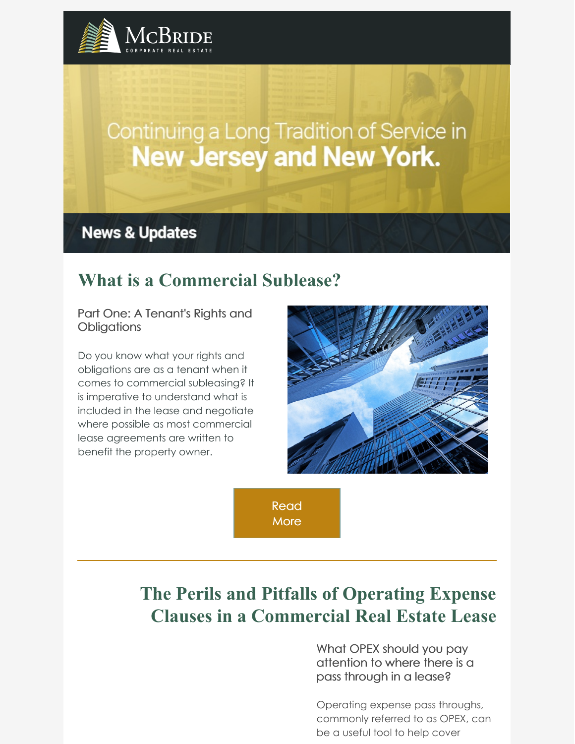McBride
CORPORATE REAL ESTATE

Continuing a Long Tradition of Service in **New Jersey and New York.**

## News & Updates

## What is a Commercial Sublease?

### Part One: A Tenant's Rights and Obligations

Do you know what your rights and obligations are as a tenant when it comes to commercial subleasing? It is imperative to understand what is included in the lease and negotiate where possible as most commercial lease agreements are written to benefit the property owner.

Read More

---

## The Perils and Pitfalls of Operating Expense Clauses in a Commercial Real Estate Lease

### What OPEX should you pay attention to where there is a pass through in a lease?

Operating expense pass throughs, commonly referred to as OPEX, can be a useful tool to help cover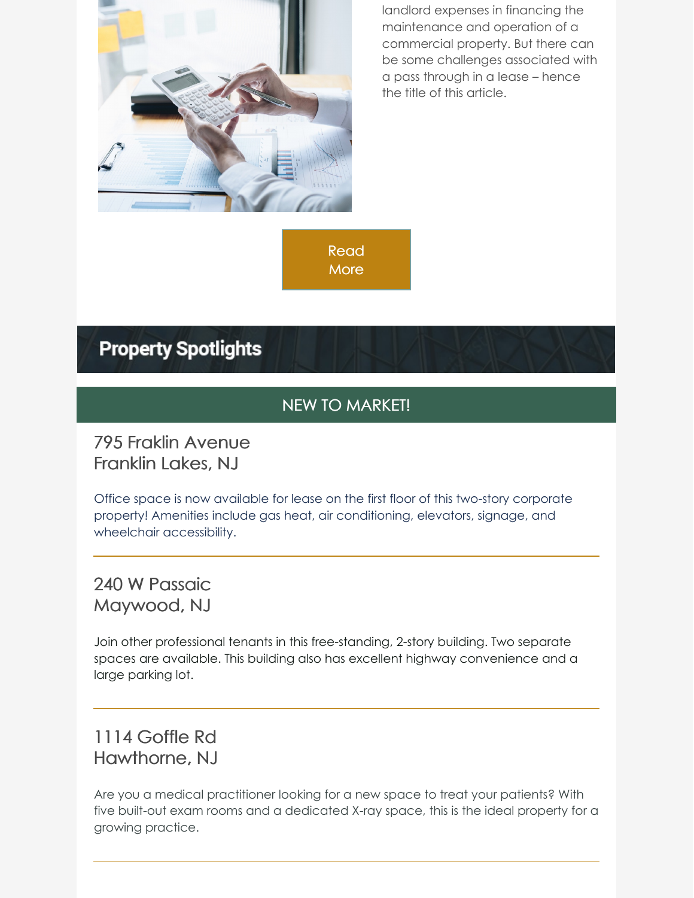landlord expenses in financing the maintenance and operation of a commercial property. But there can be some challenges associated with a pass through in a lease – hence the title of this article.

Read More

## Property Spotlights

### NEW TO MARKET!

### 795 Fraklin Avenue
### Franklin Lakes, NJ

Office space is now available for lease on the first floor of this two-story corporate property! Amenities include gas heat, air conditioning, elevators, signage, and wheelchair accessibility.

---

### 240 W Passaic
### Maywood, NJ

Join other professional tenants in this free-standing, 2-story building. Two separate spaces are available. This building also has excellent highway convenience and a large parking lot.

---

### 1114 Goffle Rd
### Hawthorne, NJ

Are you a medical practitioner looking for a new space to treat your patients? With five built-out exam rooms and a dedicated X-ray space, this is the ideal property for a growing practice.

---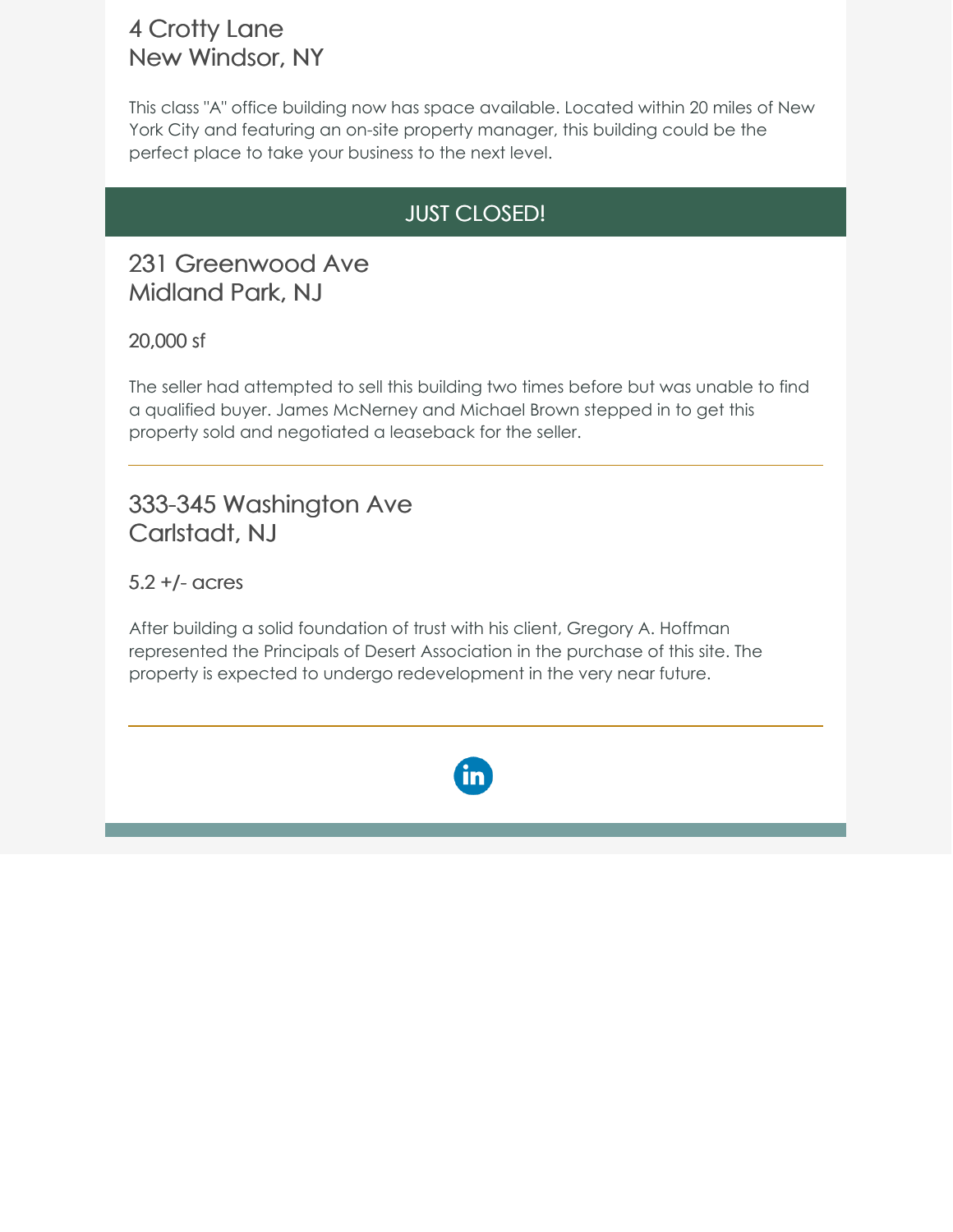## 4 Crotty Lane
## New Windsor, NY

This class "A" office building now has space available. Located within 20 miles of New York City and featuring an on-site property manager, this building could be the perfect place to take your business to the next level.

# JUST CLOSED!

## 231 Greenwood Ave
## Midland Park, NJ

20,000 sf

The seller had attempted to sell this building two times before but was unable to find a qualified buyer. James McNerney and Michael Brown stepped in to get this property sold and negotiated a leaseback for the seller.

---

## 333-345 Washington Ave
## Carlstadt, NJ

5.2 +/- acres

After building a solid foundation of trust with his client, Gregory A. Hoffman represented the Principals of Desert Association in the purchase of this site. The property is expected to undergo redevelopment in the very near future.

---